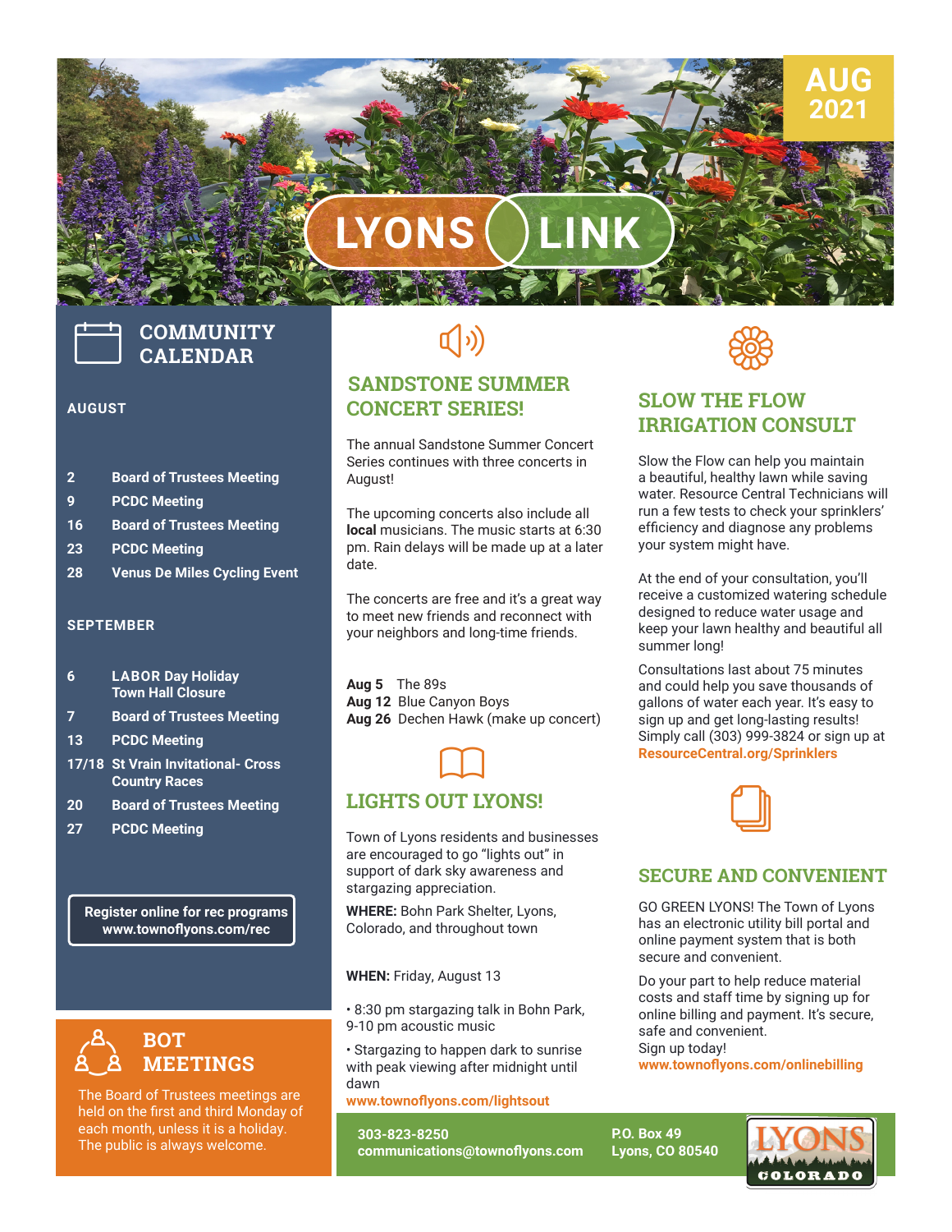# LYONS LINK

**AUG 2021**

## COMMUNITY CALENDAR

### AUGUST

| | |
|---|---|
| 2 | Board of Trustees Meeting |
| 9 | PCDC Meeting |
| 16 | Board of Trustees Meeting |
| 23 | PCDC Meeting |
| 28 | Venus De Miles Cycling Event |

### SEPTEMBER

| | |
|---|---|
| 6 | LABOR Day Holiday Town Hall Closure |
| 7 | Board of Trustees Meeting |
| 13 | PCDC Meeting |
| 17/18 | St Vrain Invitational- Cross Country Races |
| 20 | Board of Trustees Meeting |
| 27 | PCDC Meeting |

**Register online for rec programs**
**www.townoflyons.com/rec**

## BOT MEETINGS

The Board of Trustees meetings are held on the first and third Monday of each month, unless it is a holiday. The public is always welcome.

## SANDSTONE SUMMER CONCERT SERIES!

The annual Sandstone Summer Concert Series continues with three concerts in August!

The upcoming concerts also include all **local** musicians. The music starts at 6:30 pm. Rain delays will be made up at a later date.

The concerts are free and it's a great way to meet new friends and reconnect with your neighbors and long-time friends.

**Aug 5** The 89s
**Aug 12** Blue Canyon Boys
**Aug 26** Dechen Hawk (make up concert)

## LIGHTS OUT LYONS!

Town of Lyons residents and businesses are encouraged to go "lights out" in support of dark sky awareness and stargazing appreciation.

**WHERE:** Bohn Park Shelter, Lyons, Colorado, and throughout town

**WHEN:** Friday, August 13

- 8:30 pm stargazing talk in Bohn Park, 9-10 pm acoustic music
- Stargazing to happen dark to sunrise with peak viewing after midnight until dawn

**www.townoflyons.com/lightsout**

## SLOW THE FLOW IRRIGATION CONSULT

Slow the Flow can help you maintain a beautiful, healthy lawn while saving water. Resource Central Technicians will run a few tests to check your sprinklers' efficiency and diagnose any problems your system might have.

At the end of your consultation, you'll receive a customized watering schedule designed to reduce water usage and keep your lawn healthy and beautiful all summer long!

Consultations last about 75 minutes and could help you save thousands of gallons of water each year. It's easy to sign up and get long-lasting results! Simply call (303) 999-3824 or sign up at **ResourceCentral.org/Sprinklers**

## SECURE AND CONVENIENT

GO GREEN LYONS! The Town of Lyons has an electronic utility bill portal and online payment system that is both secure and convenient.

Do your part to help reduce material costs and staff time by signing up for online billing and payment. It's secure, safe and convenient.
Sign up today!
**www.townoflyons.com/onlinebilling**

**303-823-8250**
**communications@townoflyons.com**

**P.O. Box 49**
**Lyons, CO 80540**

LYONS COLORADO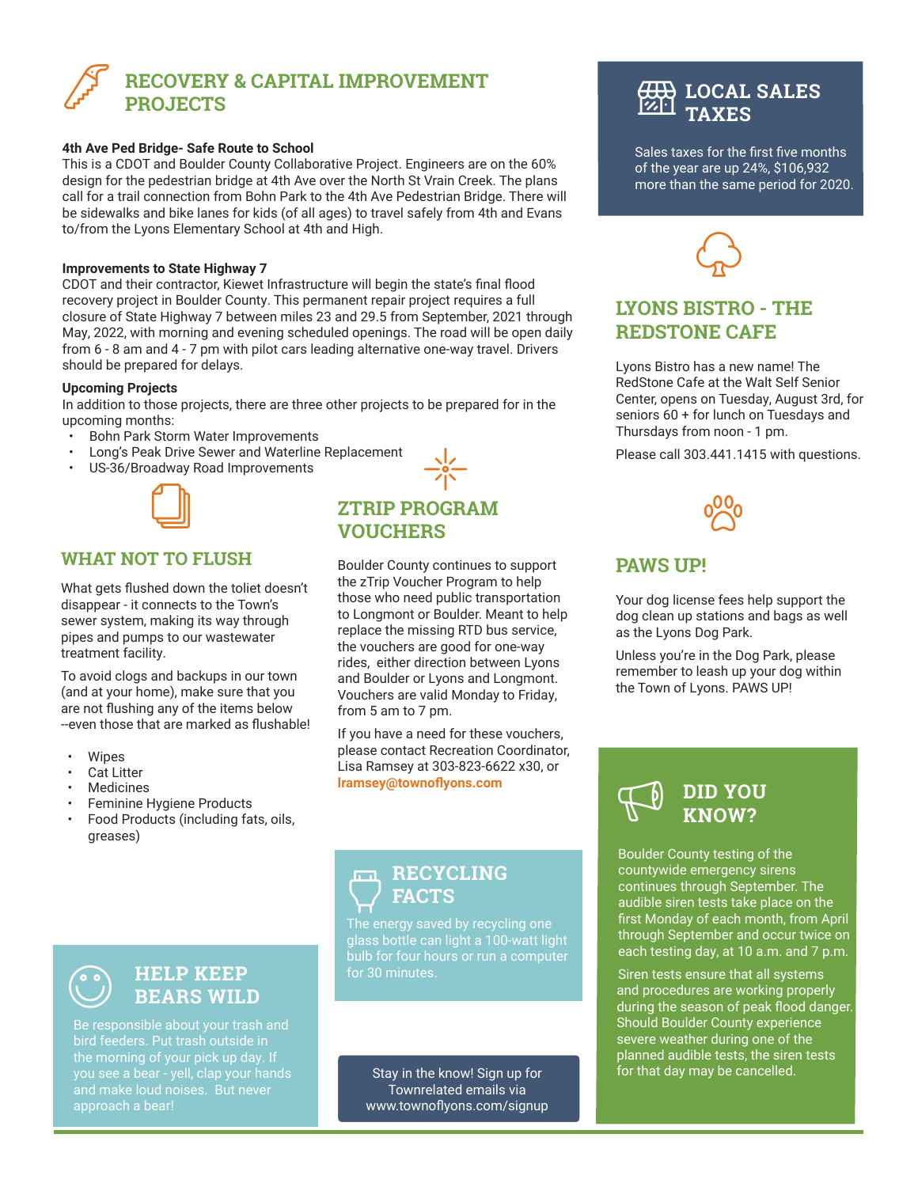## RECOVERY & CAPITAL IMPROVEMENT PROJECTS

**4th Ave Ped Bridge- Safe Route to School**
This is a CDOT and Boulder County Collaborative Project. Engineers are on the 60% design for the pedestrian bridge at 4th Ave over the North St Vrain Creek. The plans call for a trail connection from Bohn Park to the 4th Ave Pedestrian Bridge. There will be sidewalks and bike lanes for kids (of all ages) to travel safely from 4th and Evans to/from the Lyons Elementary School at 4th and High.

**Improvements to State Highway 7**
CDOT and their contractor, Kiewet Infrastructure will begin the state's final flood recovery project in Boulder County. This permanent repair project requires a full closure of State Highway 7 between miles 23 and 29.5 from September, 2021 through May, 2022, with morning and evening scheduled openings. The road will be open daily from 6 - 8 am and 4 - 7 pm with pilot cars leading alternative one-way travel. Drivers should be prepared for delays.

**Upcoming Projects**
In addition to those projects, there are three other projects to be prepared for in the upcoming months:

- Bohn Park Storm Water Improvements
- Long's Peak Drive Sewer and Waterline Replacement
- US-36/Broadway Road Improvements

## WHAT NOT TO FLUSH

What gets flushed down the toliet doesn't disappear - it connects to the Town's sewer system, making its way through pipes and pumps to our wastewater treatment facility.

To avoid clogs and backups in our town (and at your home), make sure that you are not flushing any of the items below --even those that are marked as flushable!

- Wipes
- Cat Litter
- Medicines
- Feminine Hygiene Products
- Food Products (including fats, oils, greases)

## ZTRIP PROGRAM VOUCHERS

Boulder County continues to support the zTrip Voucher Program to help those who need public transportation to Longmont or Boulder. Meant to help replace the missing RTD bus service, the vouchers are good for one-way rides, either direction between Lyons and Boulder or Lyons and Longmont. Vouchers are valid Monday to Friday, from 5 am to 7 pm.

If you have a need for these vouchers, please contact Recreation Coordinator, Lisa Ramsey at 303-823-6622 x30, or **lramsey@townoflyons.com**

## HELP KEEP BEARS WILD

Be responsible about your trash and bird feeders. Put trash outside in the morning of your pick up day. If you see a bear - yell, clap your hands and make loud noises. But never approach a bear!

## RECYCLING FACTS

The energy saved by recycling one glass bottle can light a 100-watt light bulb for four hours or run a computer for 30 minutes.

Stay in the know! Sign up for Townrelated emails via www.townoflyons.com/signup

## LOCAL SALES TAXES

Sales taxes for the first five months of the year are up 24%, $106,932 more than the same period for 2020.

## LYONS BISTRO - THE REDSTONE CAFE

Lyons Bistro has a new name! The RedStone Cafe at the Walt Self Senior Center, opens on Tuesday, August 3rd, for seniors 60 + for lunch on Tuesdays and Thursdays from noon - 1 pm.

Please call 303.441.1415 with questions.

## PAWS UP!

Your dog license fees help support the dog clean up stations and bags as well as the Lyons Dog Park.

Unless you're in the Dog Park, please remember to leash up your dog within the Town of Lyons. PAWS UP!

## DID YOU KNOW?

Boulder County testing of the countywide emergency sirens continues through September. The audible siren tests take place on the first Monday of each month, from April through September and occur twice on each testing day, at 10 a.m. and 7 p.m.

Siren tests ensure that all systems and procedures are working properly during the season of peak flood danger. Should Boulder County experience severe weather during one of the planned audible tests, the siren tests for that day may be cancelled.